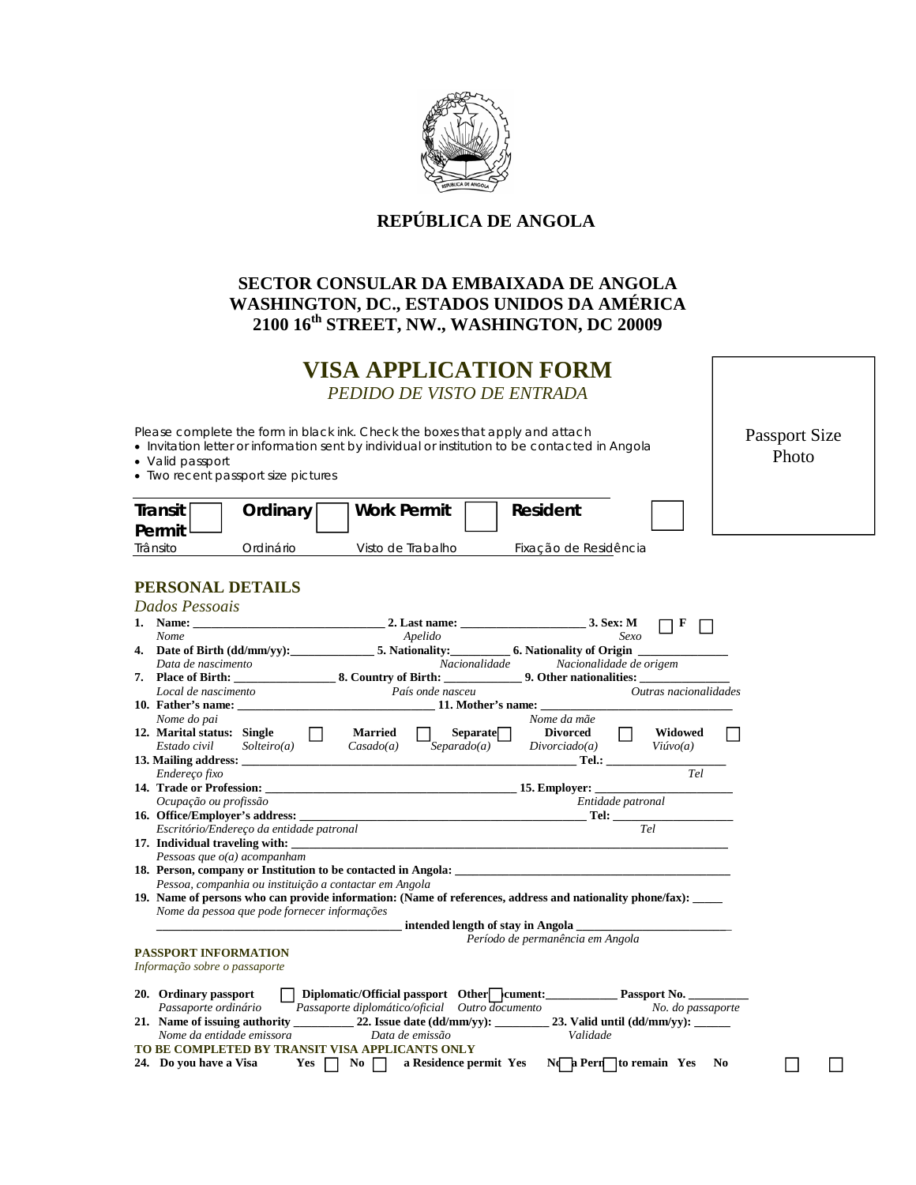# REPÚBLICA DE ANGOLA

## SECTOR CONSULAR DA EMBAIXADA DE ANGOLA
## WASHINGTON, DC., ESTADOS UNIDOS DA AMÉRICA
## 2100 16th STREET, NW., WASHINGTON, DC 20009

# VISA APPLICATION FORM

*PEDIDO DE VISTO DE ENTRADA*

Passport Size Photo

Please complete the form in black ink. Check the boxes that apply and attach

- Invitation letter or information sent by individual or institution to be contacted in Angola
- Valid passport
- Two recent passport size pictures

| **Transit Permit** ☐ | **Ordinary** ☐ | **Work Permit** ☐ | **Resident** ☐ |
|---|---|---|---|
| Trânsito | Ordinário | Visto de Trabalho | Fixação de Residência |

## PERSONAL DETAILS

*Dados Pessoais*

**1. Name:** ______________________________ **2. Last name:** ____________________ **3. Sex: M** ☐ **F** ☐
*Nome* *Apelido* *Sexo*

**4. Date of Birth (dd/mm/yy):**_____________ **5. Nationality:**_________ **6. Nationality of Origin** ______________
*Data de nascimento* *Nacionalidade* *Nacionalidade de origem*

**7. Place of Birth:** ________________ **8. Country of Birth:** ____________ **9. Other nationalities:** ______________
*Local de nascimento* *País onde nasceu* *Outras nacionalidades*

**10. Father's name:** _______________________________ **11. Mother's name:** ______________________________
*Nome do pai* *Nome da mãe*

**12. Marital status: Single** ☐ **Married** ☐ **Separate** ☐ **Divorced** ☐ **Widowed** ☐
*Estado civil* *Solteiro(a)* *Casado(a)* *Separado(a)* *Divorciado(a)* *Viúvo(a)*

**13. Mailing address:** ________________________________________________________ **Tel.:** ___________________
*Endereço fixo* *Tel*

**14. Trade or Profession:** ________________________________________ **15. Employer:** _______________________
*Ocupação ou profissão* *Entidade patronal*

**16. Office/Employer's address:** ______________________________________________ **Tel:** ___________________
*Escritório/Endereço da entidade patronal* *Tel*

**17. Individual traveling with:** _____________________________________________________________________
*Pessoas que o(a) acompanham*

**18. Person, company or Institution to be contacted in Angola:** ____________________________________________
*Pessoa, companhia ou instituição a contactar em Angola*

**19. Name of persons who can provide information: (Name of references, address and nationality phone/fax):** _____
*Nome da pessoa que pode fornecer informações*
_______________________________________ **intended length of stay in Angola** _________________________
*Período de permanência em Angola*

### PASSPORT INFORMATION

*Informação sobre o passaporte*

**20. Ordinary passport** ☐ **Diplomatic/Official passport** **Other** ☐ **cument:**___________ **Passport No.** _________
*Passaporte ordinário* *Passaporte diplomático/oficial* *Outro documento* *No. do passaporte*

**21. Name of issuing authority** _________ **22. Issue date (dd/mm/yy):** ________ **23. Valid until (dd/mm/yy):** ______
*Nome da entidade emissora* *Data de emissão* *Validade*

**TO BE COMPLETED BY TRANSIT VISA APPLICANTS ONLY**

**24. Do you have a Visa** **Yes** ☐ **No** ☐ **a Residence permit Yes** **N**☐ **a Pern**☐ **to remain Yes** **No** ☐ ☐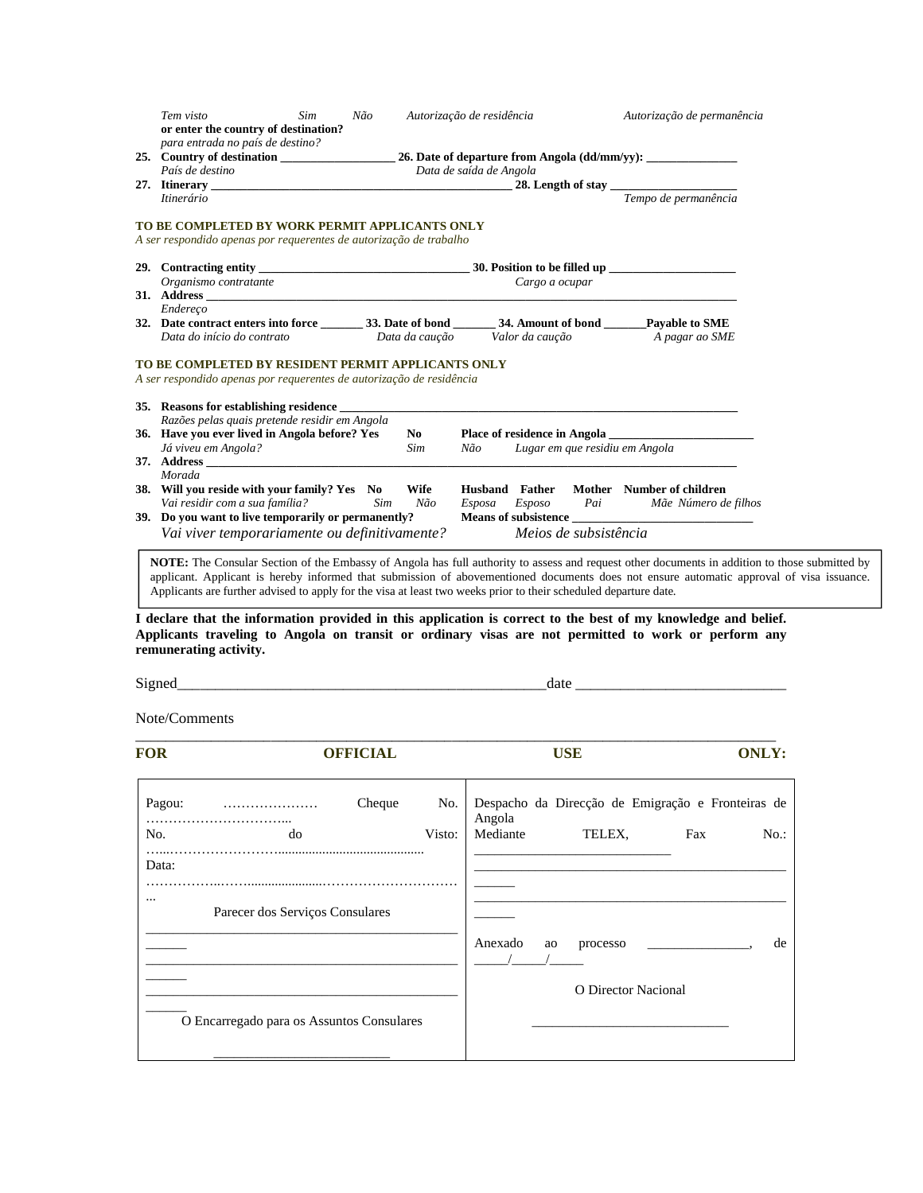*Tem visto* *Sim* *Não* *Autorização de residência* *Autorização de permanência*

**or enter the country of destination?**
*para entrada no país de destino?*

**25. Country of destination** __________________ **26. Date of departure from Angola (dd/mm/yy):** ______________
*País de destino* *Data de saída de Angola*

**27. Itinerary** ________________________________________________ **28. Length of stay** ____________________
*Itinerário* *Tempo de permanência*

**TO BE COMPLETED BY WORK PERMIT APPLICANTS ONLY**
*A ser respondido apenas por requerentes de autorização de trabalho*

**29. Contracting entity** _________________________________ **30. Position to be filled up** ____________________
*Organismo contratante* *Cargo a ocupar*

**31. Address** ______________________________________________________________________________
*Endereço*

**32. Date contract enters into force** _______ **33. Date of bond** _______ **34. Amount of bond** _______**Payable to SME**
*Data do início do contrato* *Data da caução* *Valor da caução* *A pagar ao SME*

**TO BE COMPLETED BY RESIDENT PERMIT APPLICANTS ONLY**
*A ser respondido apenas por requerentes de autorização de residência*

**35. Reasons for establishing residence** __________________________________________________________
*Razões pelas quais pretende residir em Angola*

**36. Have you ever lived in Angola before? Yes** **No** **Place of residence in Angola** ______________________
*Já viveu em Angola?* *Sim* *Não* *Lugar em que residiu em Angola*

**37. Address** ______________________________________________________________________________
*Morada*

**38. Will you reside with your family? Yes** **No** **Wife** **Husband** **Father** **Mother** **Number of children**
*Vai residir com a sua família?* *Sim* *Não* *Esposa* *Esposo* *Pai* *Mãe* *Número de filhos*

**39. Do you want to live temporarily or permanently?** **Means of subsistence** ____________________________
*Vai viver temporariamente ou definitivamente?* *Meios de subsistência*

**NOTE:** The Consular Section of the Embassy of Angola has full authority to assess and request other documents in addition to those submitted by applicant. Applicant is hereby informed that submission of abovementioned documents does not ensure automatic approval of visa issuance. Applicants are further advised to apply for the visa at least two weeks prior to their scheduled departure date.

**I declare that the information provided in this application is correct to the best of my knowledge and belief. Applicants traveling to Angola on transit or ordinary visas are not permitted to work or perform any remunerating activity.**

Signed_______________________________________________date ___________________________

Note/Comments

____________________________________________________________________________________

**FOR OFFICIAL USE ONLY:**

| | |
|---|---|
| Pagou: ………………… Cheque No. …………………………... No. do Visto: …..…………………….......................................... Data: ……………..……......................……………………………... Parecer dos Serviços Consulares ____________________________________________ ____________________________________________ ____________________________________________ O Encarregado para os Assuntos Consulares _________________________ | Despacho da Direcção de Emigração e Fronteiras de Angola Mediante TELEX, Fax No.: ____________________________ ____________________________________________ ____________________________________________ Anexado ao processo _______________, de _____/_____/_____ O Director Nacional ____________________________ |